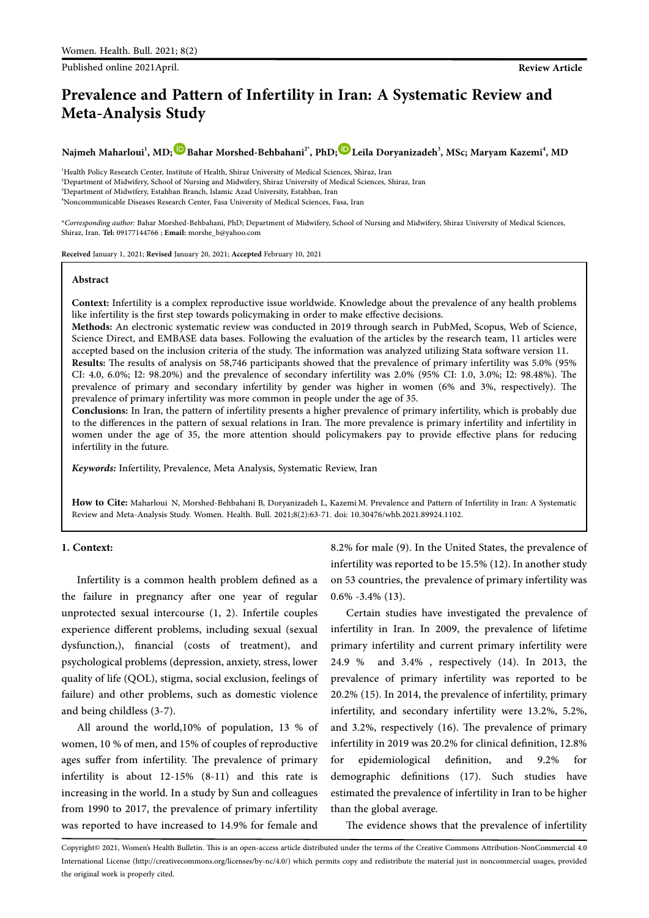Published online 2021April.

**Review Article**

# Prevalence and Pattern of Infertility in Iran: A Systematic Review and Meta-Analysis Study

**Najmeh Maharloui[1], MD; Bahar Morshed-Behbahani[2*], PhD; Leila Doryanizadeh[3], MSc; Maryam Kazemi[4], MD**

[1]Health Policy Research Center, Institute of Health, Shiraz University of Medical Sciences, Shiraz, Iran
[2]Department of Midwifery, School of Nursing and Midwifery, Shiraz University of Medical Sciences, Shiraz, Iran
[3]Department of Midwifery, Estahban Branch, Islamic Azad University, Estahban, Iran
[4]Noncommunicable Diseases Research Center, Fasa University of Medical Sciences, Fasa, Iran

**Corresponding author:* Bahar Morshed-Behbahani, PhD; Department of Midwifery, School of Nursing and Midwifery, Shiraz University of Medical Sciences, Shiraz, Iran. **Tel:** 09177144766 ; **Email:** morshe_b@yahoo.com

**Received** January 1, 2021; **Revised** January 20, 2021; **Accepted** February 10, 2021

## Abstract

**Context:** Infertility is a complex reproductive issue worldwide. Knowledge about the prevalence of any health problems like infertility is the first step towards policymaking in order to make effective decisions.

**Methods:** An electronic systematic review was conducted in 2019 through search in PubMed, Scopus, Web of Science, Science Direct, and EMBASE data bases. Following the evaluation of the articles by the research team, 11 articles were accepted based on the inclusion criteria of the study. The information was analyzed utilizing Stata software version 11.

**Results:** The results of analysis on 58,746 participants showed that the prevalence of primary infertility was 5.0% (95% CI: 4.0, 6.0%; I2: 98.20%) and the prevalence of secondary infertility was 2.0% (95% CI: 1.0, 3.0%; I2: 98.48%). The prevalence of primary and secondary infertility by gender was higher in women (6% and 3%, respectively). The prevalence of primary infertility was more common in people under the age of 35.

**Conclusions:** In Iran, the pattern of infertility presents a higher prevalence of primary infertility, which is probably due to the differences in the pattern of sexual relations in Iran. The more prevalence is primary infertility and infertility in women under the age of 35, the more attention should policymakers pay to provide effective plans for reducing infertility in the future.

***Keywords:*** Infertility, Prevalence, Meta Analysis, Systematic Review, Iran

**How to Cite:** Maharloui N, Morshed-Behbahani B, Doryanizadeh L, Kazemi M. Prevalence and Pattern of Infertility in Iran: A Systematic Review and Meta-Analysis Study. Women. Health. Bull. 2021;8(2):63-71. doi: 10.30476/whb.2021.89924.1102.

## 1. Context:

Infertility is a common health problem defined as a the failure in pregnancy after one year of regular unprotected sexual intercourse (1, 2). Infertile couples experience different problems, including sexual (sexual dysfunction,), financial (costs of treatment), and psychological problems (depression, anxiety, stress, lower quality of life (QOL), stigma, social exclusion, feelings of failure) and other problems, such as domestic violence and being childless (3-7).

All around the world,10% of population, 13 % of women, 10 % of men, and 15% of couples of reproductive ages suffer from infertility. The prevalence of primary infertility is about 12-15% (8-11) and this rate is increasing in the world. In a study by Sun and colleagues from 1990 to 2017, the prevalence of primary infertility was reported to have increased to 14.9% for female and 8.2% for male (9). In the United States, the prevalence of infertility was reported to be 15.5% (12). In another study on 53 countries, the prevalence of primary infertility was 0.6% -3.4% (13).

Certain studies have investigated the prevalence of infertility in Iran. In 2009, the prevalence of lifetime primary infertility and current primary infertility were 24.9 % and 3.4% , respectively (14). In 2013, the prevalence of primary infertility was reported to be 20.2% (15). In 2014, the prevalence of infertility, primary infertility, and secondary infertility were 13.2%, 5.2%, and 3.2%, respectively (16). The prevalence of primary infertility in 2019 was 20.2% for clinical definition, 12.8% for epidemiological definition, and 9.2% for demographic definitions (17). Such studies have estimated the prevalence of infertility in Iran to be higher than the global average.

The evidence shows that the prevalence of infertility

Copyright© 2021, Women's Health Bulletin. This is an open-access article distributed under the terms of the Creative Commons Attribution-NonCommercial 4.0 International License (http://creativecommons.org/licenses/by-nc/4.0/) which permits copy and redistribute the material just in noncommercial usages, provided the original work is properly cited.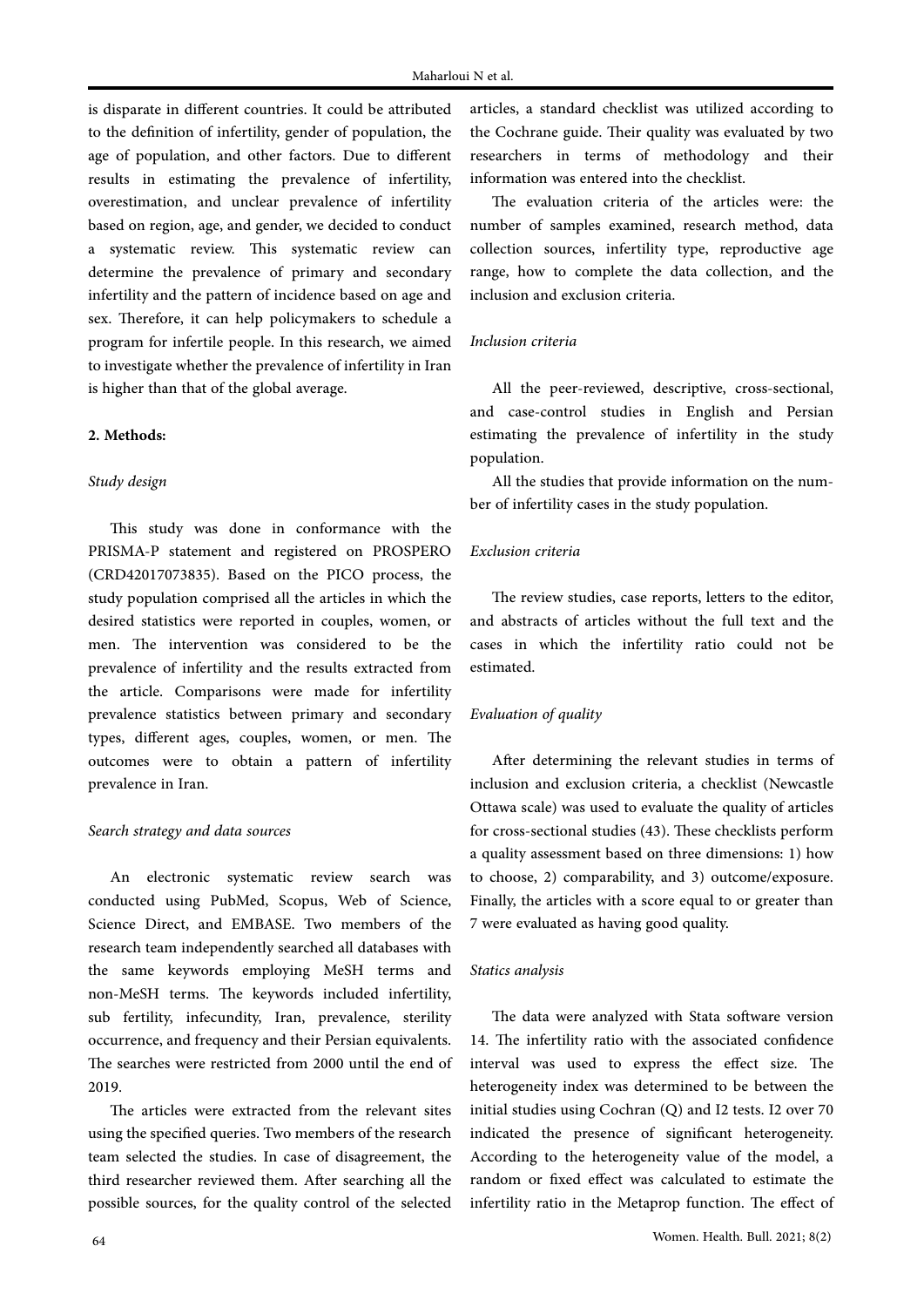is disparate in different countries. It could be attributed to the definition of infertility, gender of population, the age of population, and other factors. Due to different results in estimating the prevalence of infertility, overestimation, and unclear prevalence of infertility based on region, age, and gender, we decided to conduct a systematic review. This systematic review can determine the prevalence of primary and secondary infertility and the pattern of incidence based on age and sex. Therefore, it can help policymakers to schedule a program for infertile people. In this research, we aimed to investigate whether the prevalence of infertility in Iran is higher than that of the global average.

## 2. Methods:

### *Study design*

This study was done in conformance with the PRISMA-P statement and registered on PROSPERO (CRD42017073835). Based on the PICO process, the study population comprised all the articles in which the desired statistics were reported in couples, women, or men. The intervention was considered to be the prevalence of infertility and the results extracted from the article. Comparisons were made for infertility prevalence statistics between primary and secondary types, different ages, couples, women, or men. The outcomes were to obtain a pattern of infertility prevalence in Iran.

### *Search strategy and data sources*

An electronic systematic review search was conducted using PubMed, Scopus, Web of Science, Science Direct, and EMBASE. Two members of the research team independently searched all databases with the same keywords employing MeSH terms and non-MeSH terms. The keywords included infertility, sub fertility, infecundity, Iran, prevalence, sterility occurrence, and frequency and their Persian equivalents. The searches were restricted from 2000 until the end of 2019.

The articles were extracted from the relevant sites using the specified queries. Two members of the research team selected the studies. In case of disagreement, the third researcher reviewed them. After searching all the possible sources, for the quality control of the selected articles, a standard checklist was utilized according to the Cochrane guide. Their quality was evaluated by two researchers in terms of methodology and their information was entered into the checklist.

The evaluation criteria of the articles were: the number of samples examined, research method, data collection sources, infertility type, reproductive age range, how to complete the data collection, and the inclusion and exclusion criteria.

### *Inclusion criteria*

All the peer-reviewed, descriptive, cross-sectional, and case-control studies in English and Persian estimating the prevalence of infertility in the study population.

All the studies that provide information on the number of infertility cases in the study population.

### *Exclusion criteria*

The review studies, case reports, letters to the editor, and abstracts of articles without the full text and the cases in which the infertility ratio could not be estimated.

### *Evaluation of quality*

After determining the relevant studies in terms of inclusion and exclusion criteria, a checklist (Newcastle Ottawa scale) was used to evaluate the quality of articles for cross-sectional studies (43). These checklists perform a quality assessment based on three dimensions: 1) how to choose, 2) comparability, and 3) outcome/exposure. Finally, the articles with a score equal to or greater than 7 were evaluated as having good quality.

### *Statics analysis*

The data were analyzed with Stata software version 14. The infertility ratio with the associated confidence interval was used to express the effect size. The heterogeneity index was determined to be between the initial studies using Cochran (Q) and I2 tests. I2 over 70 indicated the presence of significant heterogeneity. According to the heterogeneity value of the model, a random or fixed effect was calculated to estimate the infertility ratio in the Metaprop function. The effect of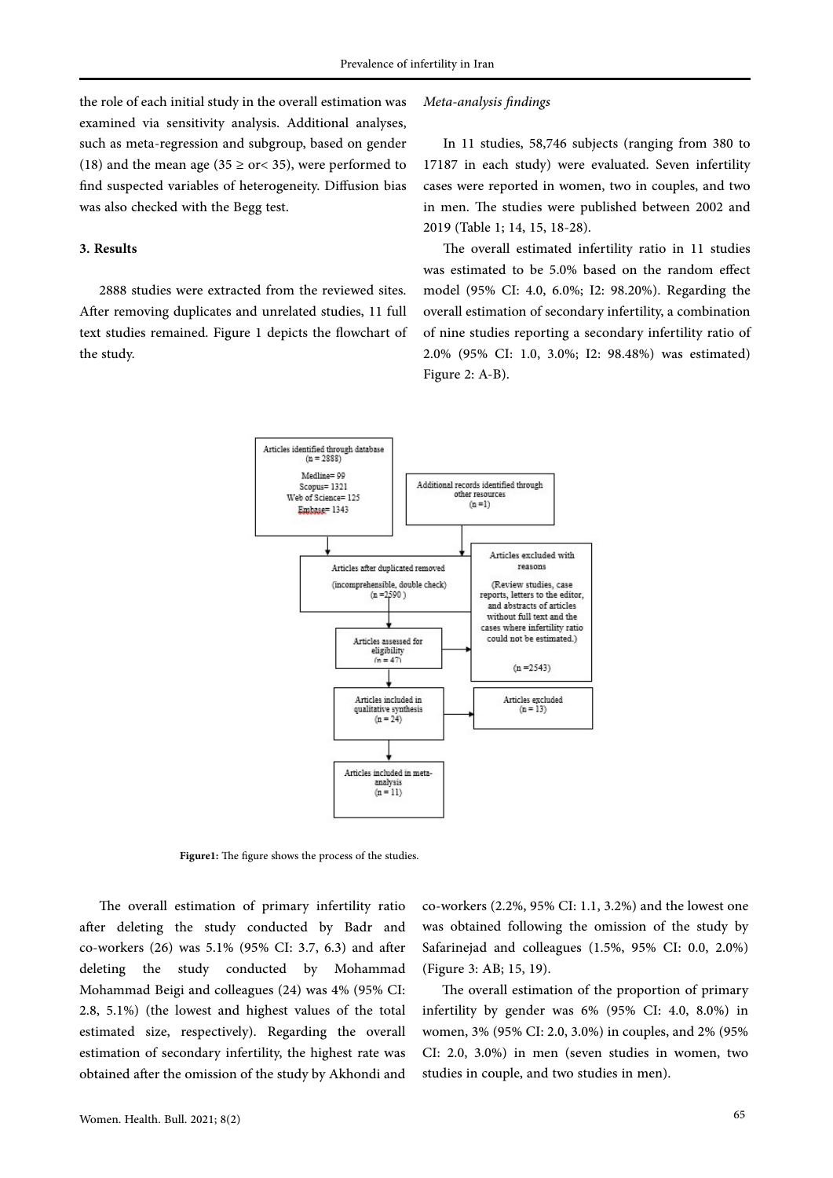the role of each initial study in the overall estimation was examined via sensitivity analysis. Additional analyses, such as meta-regression and subgroup, based on gender (18) and the mean age (35 ≥ or< 35), were performed to find suspected variables of heterogeneity. Diffusion bias was also checked with the Begg test.

## 3. Results

2888 studies were extracted from the reviewed sites. After removing duplicates and unrelated studies, 11 full text studies remained. Figure 1 depicts the flowchart of the study.

### *Meta-analysis findings*

In 11 studies, 58,746 subjects (ranging from 380 to 17187 in each study) were evaluated. Seven infertility cases were reported in women, two in couples, and two in men. The studies were published between 2002 and 2019 (Table 1; 14, 15, 18-28).

The overall estimated infertility ratio in 11 studies was estimated to be 5.0% based on the random effect model (95% CI: 4.0, 6.0%; I2: 98.20%). Regarding the overall estimation of secondary infertility, a combination of nine studies reporting a secondary infertility ratio of 2.0% (95% CI: 1.0, 3.0%; I2: 98.48%) was estimated) Figure 2: A-B).

Articles identified through database (n = 2888)
Medline= 99
Scopus= 1321
Web of Science= 125
Embase= 1343

Additional records identified through other resources (n =1)

Articles after duplicated removed (incomprehensible, double check) (n =2590 )

Articles excluded with reasons (Review studies, case reports, letters to the editor, and abstracts of articles without full text and the cases where infertility ratio could not be estimated.) (n =2543)

Articles assessed for eligibility (n = 47)

Articles included in qualitative synthesis (n = 24)

Articles excluded (n = 13)

Articles included in meta-analysis (n = 11)

**Figure1:** The figure shows the process of the studies.

The overall estimation of primary infertility ratio after deleting the study conducted by Badr and co-workers (26) was 5.1% (95% CI: 3.7, 6.3) and after deleting the study conducted by Mohammad Mohammad Beigi and colleagues (24) was 4% (95% CI: 2.8, 5.1%) (the lowest and highest values of the total estimated size, respectively). Regarding the overall estimation of secondary infertility, the highest rate was obtained after the omission of the study by Akhondi and co-workers (2.2%, 95% CI: 1.1, 3.2%) and the lowest one was obtained following the omission of the study by Safarinejad and colleagues (1.5%, 95% CI: 0.0, 2.0%) (Figure 3: AB; 15, 19).

The overall estimation of the proportion of primary infertility by gender was 6% (95% CI: 4.0, 8.0%) in women, 3% (95% CI: 2.0, 3.0%) in couples, and 2% (95% CI: 2.0, 3.0%) in men (seven studies in women, two studies in couple, and two studies in men).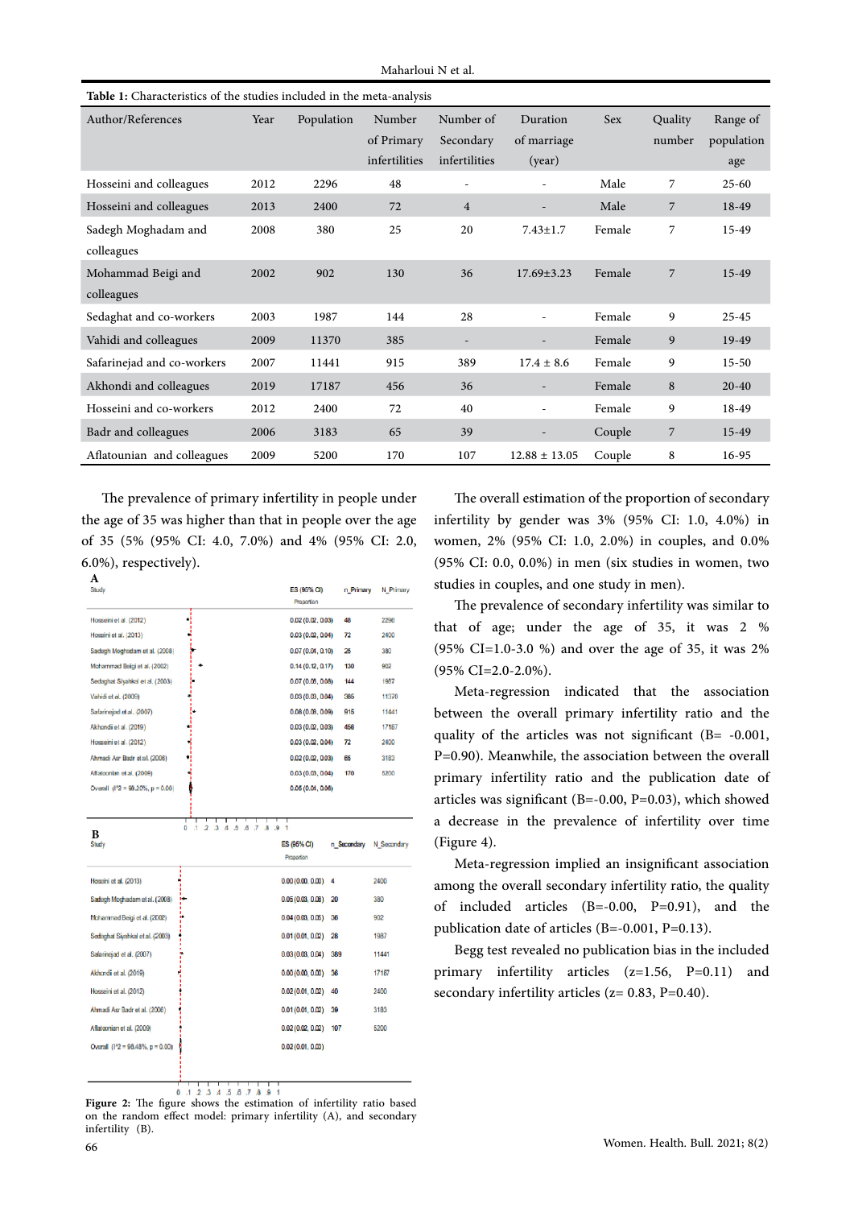**Table 1:** Characteristics of the studies included in the meta-analysis

| Author/References | Year | Population | Number of Primary infertilities | Number of Secondary infertilities | Duration of marriage (year) | Sex | Quality number | Range of population age |
|---|---|---|---|---|---|---|---|---|
| Hosseini and colleagues | 2012 | 2296 | 48 | - | - | Male | 7 | 25-60 |
| Hosseini and colleagues | 2013 | 2400 | 72 | 4 | - | Male | 7 | 18-49 |
| Sadegh Moghadam and colleagues | 2008 | 380 | 25 | 20 | 7.43±1.7 | Female | 7 | 15-49 |
| Mohammad Beigi and colleagues | 2002 | 902 | 130 | 36 | 17.69±3.23 | Female | 7 | 15-49 |
| Sedaghat and co-workers | 2003 | 1987 | 144 | 28 | - | Female | 9 | 25-45 |
| Vahidi and colleagues | 2009 | 11370 | 385 | - | - | Female | 9 | 19-49 |
| Safarinejad and co-workers | 2007 | 11441 | 915 | 389 | 17.4 ± 8.6 | Female | 9 | 15-50 |
| Akhondi and colleagues | 2019 | 17187 | 456 | 36 | - | Female | 8 | 20-40 |
| Hosseini and co-workers | 2012 | 2400 | 72 | 40 | - | Female | 9 | 18-49 |
| Badr and colleagues | 2006 | 3183 | 65 | 39 | - | Couple | 7 | 15-49 |
| Aflatounian and colleagues | 2009 | 5200 | 170 | 107 | 12.88 ± 13.05 | Couple | 8 | 16-95 |

The prevalence of primary infertility in people under the age of 35 was higher than that in people over the age of 35 (5% (95% CI: 4.0, 7.0%) and 4% (95% CI: 2.0, 6.0%), respectively).

**A**

| Study | ES (95% CI) Proportion | n_Primary | N_Primary |
|---|---|---|---|
| Hosseini et al. (2012) | 0.02 (0.02, 0.03) | 48 | 2296 |
| Hosseini et al. (2013) | 0.03 (0.02, 0.04) | 72 | 2400 |
| Sadegh Moghadam et al. (2008) | 0.07 (0.04, 0.10) | 25 | 380 |
| Mohammad Beigi et al. (2002) | 0.14 (0.12, 0.17) | 130 | 902 |
| Sedaghat Siyahkal et al. (2003) | 0.07 (0.06, 0.08) | 144 | 1987 |
| Vahidi et al. (2009) | 0.03 (0.03, 0.04) | 385 | 11370 |
| Safarinejad et al. (2007) | 0.08 (0.08, 0.09) | 915 | 11441 |
| Akhondi et al. (2019) | 0.03 (0.02, 0.03) | 456 | 17187 |
| Hosseini et al. (2012) | 0.03 (0.02, 0.04) | 72 | 2400 |
| Ahmadi Asr Badr et al. (2006) | 0.02 (0.02, 0.03) | 65 | 3183 |
| Aflatounian et al. (2009) | 0.03 (0.03, 0.04) | 170 | 5200 |
| Overall ($I^2$ = 98.20%, p = 0.00) | 0.05 (0.04, 0.06) | | |

**B**

| Study | ES (95% CI) Proportion | n_Secondary | N_Secondary |
|---|---|---|---|
| Hosseini et al. (2013) | 0.00 (0.00, 0.00) | 4 | 2400 |
| Sadegh Moghadam et al. (2008) | 0.05 (0.03, 0.08) | 20 | 380 |
| Mohammad Beigi et al. (2002) | 0.04 (0.03, 0.05) | 36 | 902 |
| Sedaghat Siyahkal et al. (2003) | 0.01 (0.01, 0.02) | 28 | 1987 |
| Safarinejad et al. (2007) | 0.03 (0.03, 0.04) | 389 | 11441 |
| Akhondi et al. (2019) | 0.00 (0.00, 0.00) | 36 | 17187 |
| Hosseini et al. (2012) | 0.02 (0.01, 0.02) | 40 | 2400 |
| Ahmadi Asr Badr et al. (2006) | 0.01 (0.01, 0.02) | 39 | 3183 |
| Aflatounian et al. (2009) | 0.02 (0.02, 0.02) | 107 | 5200 |
| Overall ($I^2$ = 98.48%, p = 0.00) | 0.02 (0.01, 0.03) | | |

**Figure 2:** The figure shows the estimation of infertility ratio based on the random effect model: primary infertility (A), and secondary infertility (B).

The overall estimation of the proportion of secondary infertility by gender was 3% (95% CI: 1.0, 4.0%) in women, 2% (95% CI: 1.0, 2.0%) in couples, and 0.0% (95% CI: 0.0, 0.0%) in men (six studies in women, two studies in couples, and one study in men).

The prevalence of secondary infertility was similar to that of age; under the age of 35, it was 2 % (95% CI=1.0-3.0 %) and over the age of 35, it was 2% (95% CI=2.0-2.0%).

Meta-regression indicated that the association between the overall primary infertility ratio and the quality of the articles was not significant (B= -0.001, P=0.90). Meanwhile, the association between the overall primary infertility ratio and the publication date of articles was significant (B=-0.00, P=0.03), which showed a decrease in the prevalence of infertility over time (Figure 4).

Meta-regression implied an insignificant association among the overall secondary infertility ratio, the quality of included articles (B=-0.00, P=0.91), and the publication date of articles (B=-0.001, P=0.13).

Begg test revealed no publication bias in the included primary infertility articles (z=1.56, P=0.11) and secondary infertility articles (z= 0.83, P=0.40).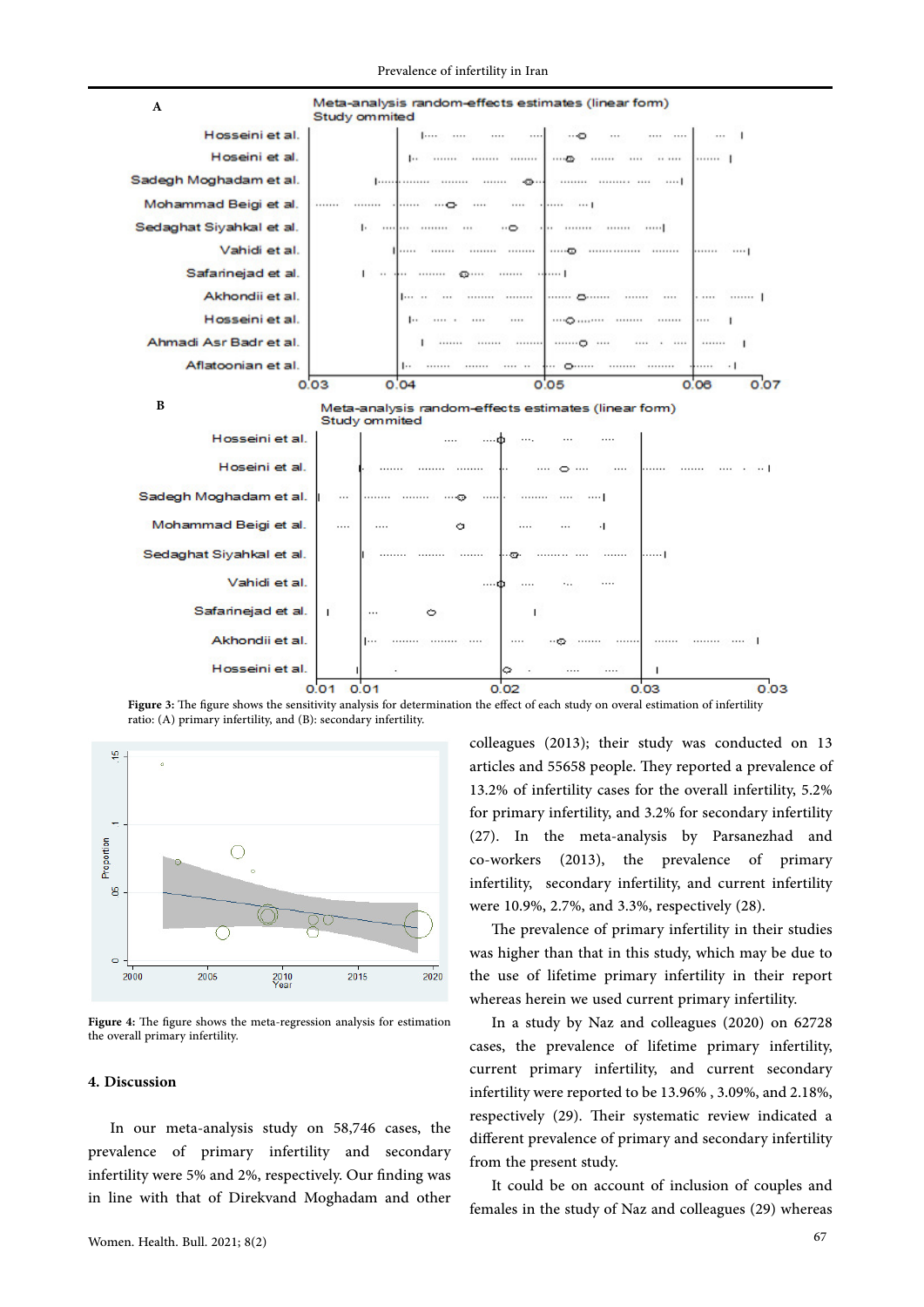Figure 3: The figure shows the sensitivity analysis for determination the effect of each study on overal estimation of infertility ratio: (A) primary infertility, and (B): secondary infertility.

Figure 4: The figure shows the meta-regression analysis for estimation the overall primary infertility.

## 4. Discussion

In our meta-analysis study on 58,746 cases, the prevalence of primary infertility and secondary infertility were 5% and 2%, respectively. Our finding was in line with that of Direkvand Moghadam and other colleagues (2013); their study was conducted on 13 articles and 55658 people. They reported a prevalence of 13.2% of infertility cases for the overall infertility, 5.2% for primary infertility, and 3.2% for secondary infertility (27). In the meta-analysis by Parsanezhad and co-workers (2013), the prevalence of primary infertility, secondary infertility, and current infertility were 10.9%, 2.7%, and 3.3%, respectively (28).

The prevalence of primary infertility in their studies was higher than that in this study, which may be due to the use of lifetime primary infertility in their report whereas herein we used current primary infertility.

In a study by Naz and colleagues (2020) on 62728 cases, the prevalence of lifetime primary infertility, current primary infertility, and current secondary infertility were reported to be 13.96% , 3.09%, and 2.18%, respectively (29). Their systematic review indicated a different prevalence of primary and secondary infertility from the present study.

It could be on account of inclusion of couples and females in the study of Naz and colleagues (29) whereas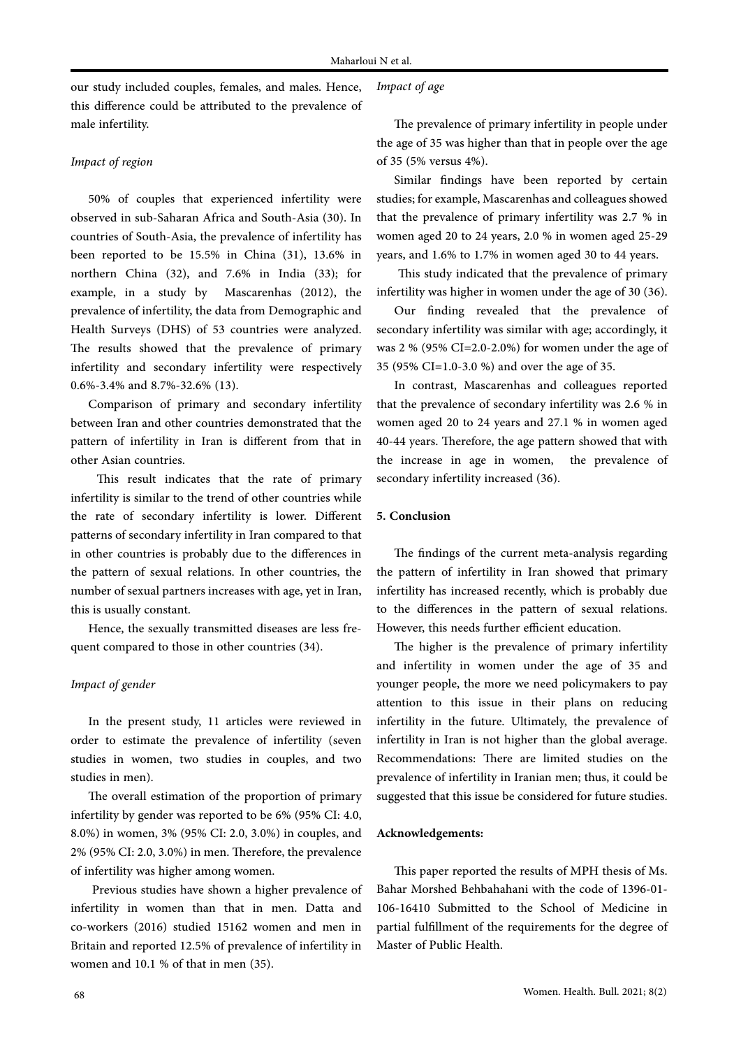our study included couples, females, and males. Hence, this difference could be attributed to the prevalence of male infertility.

*Impact of region*

50% of couples that experienced infertility were observed in sub-Saharan Africa and South-Asia (30). In countries of South-Asia, the prevalence of infertility has been reported to be 15.5% in China (31), 13.6% in northern China (32), and 7.6% in India (33); for example, in a study by Mascarenhas (2012), the prevalence of infertility, the data from Demographic and Health Surveys (DHS) of 53 countries were analyzed. The results showed that the prevalence of primary infertility and secondary infertility were respectively 0.6%-3.4% and 8.7%-32.6% (13).

Comparison of primary and secondary infertility between Iran and other countries demonstrated that the pattern of infertility in Iran is different from that in other Asian countries.

This result indicates that the rate of primary infertility is similar to the trend of other countries while the rate of secondary infertility is lower. Different patterns of secondary infertility in Iran compared to that in other countries is probably due to the differences in the pattern of sexual relations. In other countries, the number of sexual partners increases with age, yet in Iran, this is usually constant.

Hence, the sexually transmitted diseases are less frequent compared to those in other countries (34).

*Impact of gender*

In the present study, 11 articles were reviewed in order to estimate the prevalence of infertility (seven studies in women, two studies in couples, and two studies in men).

The overall estimation of the proportion of primary infertility by gender was reported to be 6% (95% CI: 4.0, 8.0%) in women, 3% (95% CI: 2.0, 3.0%) in couples, and 2% (95% CI: 2.0, 3.0%) in men. Therefore, the prevalence of infertility was higher among women.

Previous studies have shown a higher prevalence of infertility in women than that in men. Datta and co-workers (2016) studied 15162 women and men in Britain and reported 12.5% of prevalence of infertility in women and 10.1 % of that in men (35).

*Impact of age*

The prevalence of primary infertility in people under the age of 35 was higher than that in people over the age of 35 (5% versus 4%).

Similar findings have been reported by certain studies; for example, Mascarenhas and colleagues showed that the prevalence of primary infertility was 2.7 % in women aged 20 to 24 years, 2.0 % in women aged 25-29 years, and 1.6% to 1.7% in women aged 30 to 44 years.

This study indicated that the prevalence of primary infertility was higher in women under the age of 30 (36).

Our finding revealed that the prevalence of secondary infertility was similar with age; accordingly, it was 2 % (95% CI=2.0-2.0%) for women under the age of 35 (95% CI=1.0-3.0 %) and over the age of 35.

In contrast, Mascarenhas and colleagues reported that the prevalence of secondary infertility was 2.6 % in women aged 20 to 24 years and 27.1 % in women aged 40-44 years. Therefore, the age pattern showed that with the increase in age in women, the prevalence of secondary infertility increased (36).

## 5. Conclusion

The findings of the current meta-analysis regarding the pattern of infertility in Iran showed that primary infertility has increased recently, which is probably due to the differences in the pattern of sexual relations. However, this needs further efficient education.

The higher is the prevalence of primary infertility and infertility in women under the age of 35 and younger people, the more we need policymakers to pay attention to this issue in their plans on reducing infertility in the future. Ultimately, the prevalence of infertility in Iran is not higher than the global average. Recommendations: There are limited studies on the prevalence of infertility in Iranian men; thus, it could be suggested that this issue be considered for future studies.

## Acknowledgements:

This paper reported the results of MPH thesis of Ms. Bahar Morshed Behbahahani with the code of 1396-01-106-16410 Submitted to the School of Medicine in partial fulfillment of the requirements for the degree of Master of Public Health.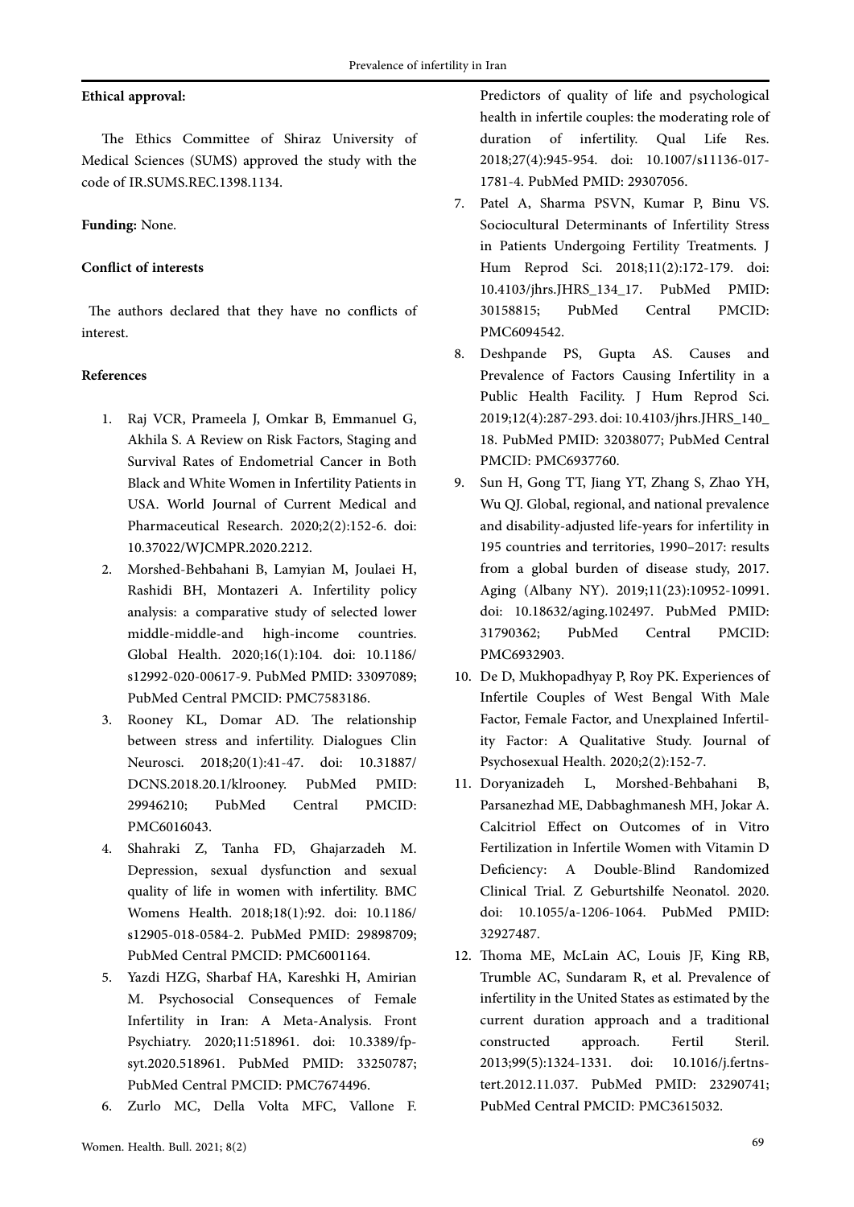**Ethical approval:**

The Ethics Committee of Shiraz University of Medical Sciences (SUMS) approved the study with the code of IR.SUMS.REC.1398.1134.

**Funding:** None.

**Conflict of interests**

The authors declared that they have no conflicts of interest.

**References**

1. Raj VCR, Prameela J, Omkar B, Emmanuel G, Akhila S. A Review on Risk Factors, Staging and Survival Rates of Endometrial Cancer in Both Black and White Women in Infertility Patients in USA. World Journal of Current Medical and Pharmaceutical Research. 2020;2(2):152-6. doi: 10.37022/WJCMPR.2020.2212.
2. Morshed-Behbahani B, Lamyian M, Joulaei H, Rashidi BH, Montazeri A. Infertility policy analysis: a comparative study of selected lower middle-middle-and high-income countries. Global Health. 2020;16(1):104. doi: 10.1186/s12992-020-00617-9. PubMed PMID: 33097089; PubMed Central PMCID: PMC7583186.
3. Rooney KL, Domar AD. The relationship between stress and infertility. Dialogues Clin Neurosci. 2018;20(1):41-47. doi: 10.31887/DCNS.2018.20.1/klrooney. PubMed PMID: 29946210; PubMed Central PMCID: PMC6016043.
4. Shahraki Z, Tanha FD, Ghajarzadeh M. Depression, sexual dysfunction and sexual quality of life in women with infertility. BMC Womens Health. 2018;18(1):92. doi: 10.1186/s12905-018-0584-2. PubMed PMID: 29898709; PubMed Central PMCID: PMC6001164.
5. Yazdi HZG, Sharbaf HA, Kareshki H, Amirian M. Psychosocial Consequences of Female Infertility in Iran: A Meta-Analysis. Front Psychiatry. 2020;11:518961. doi: 10.3389/fpsyt.2020.518961. PubMed PMID: 33250787; PubMed Central PMCID: PMC7674496.
6. Zurlo MC, Della Volta MFC, Vallone F. Predictors of quality of life and psychological health in infertile couples: the moderating role of duration of infertility. Qual Life Res. 2018;27(4):945-954. doi: 10.1007/s11136-017-1781-4. PubMed PMID: 29307056.
7. Patel A, Sharma PSVN, Kumar P, Binu VS. Sociocultural Determinants of Infertility Stress in Patients Undergoing Fertility Treatments. J Hum Reprod Sci. 2018;11(2):172-179. doi: 10.4103/jhrs.JHRS_134_17. PubMed PMID: 30158815; PubMed Central PMCID: PMC6094542.
8. Deshpande PS, Gupta AS. Causes and Prevalence of Factors Causing Infertility in a Public Health Facility. J Hum Reprod Sci. 2019;12(4):287-293. doi: 10.4103/jhrs.JHRS_140_18. PubMed PMID: 32038077; PubMed Central PMCID: PMC6937760.
9. Sun H, Gong TT, Jiang YT, Zhang S, Zhao YH, Wu QJ. Global, regional, and national prevalence and disability-adjusted life-years for infertility in 195 countries and territories, 1990–2017: results from a global burden of disease study, 2017. Aging (Albany NY). 2019;11(23):10952-10991. doi: 10.18632/aging.102497. PubMed PMID: 31790362; PubMed Central PMCID: PMC6932903.
10. De D, Mukhopadhyay P, Roy PK. Experiences of Infertile Couples of West Bengal With Male Factor, Female Factor, and Unexplained Infertility Factor: A Qualitative Study. Journal of Psychosexual Health. 2020;2(2):152-7.
11. Doryanizadeh L, Morshed-Behbahani B, Parsanezhad ME, Dabbaghmanesh MH, Jokar A. Calcitriol Effect on Outcomes of in Vitro Fertilization in Infertile Women with Vitamin D Deficiency: A Double-Blind Randomized Clinical Trial. Z Geburtshilfe Neonatol. 2020. doi: 10.1055/a-1206-1064. PubMed PMID: 32927487.
12. Thoma ME, McLain AC, Louis JF, King RB, Trumble AC, Sundaram R, et al. Prevalence of infertility in the United States as estimated by the current duration approach and a traditional constructed approach. Fertil Steril. 2013;99(5):1324-1331. doi: 10.1016/j.fertnstert.2012.11.037. PubMed PMID: 23290741; PubMed Central PMCID: PMC3615032.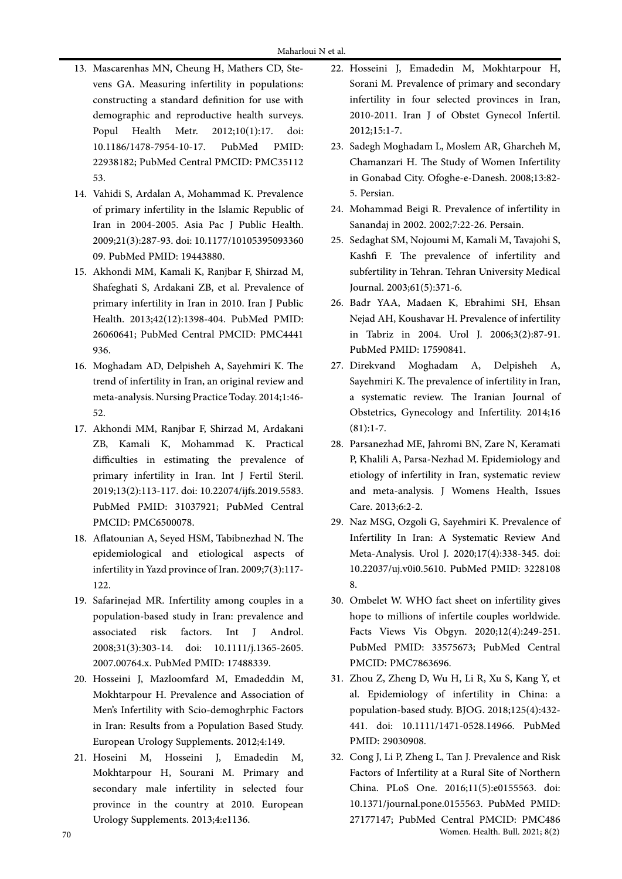13. Mascarenhas MN, Cheung H, Mathers CD, Stevens GA. Measuring infertility in populations: constructing a standard definition for use with demographic and reproductive health surveys. Popul Health Metr. 2012;10(1):17. doi: 10.1186/1478-7954-10-17. PubMed PMID: 22938182; PubMed Central PMCID: PMC3511253.
14. Vahidi S, Ardalan A, Mohammad K. Prevalence of primary infertility in the Islamic Republic of Iran in 2004-2005. Asia Pac J Public Health. 2009;21(3):287-93. doi: 10.1177/1010539509336009. PubMed PMID: 19443880.
15. Akhondi MM, Kamali K, Ranjbar F, Shirzad M, Shafeghati S, Ardakani ZB, et al. Prevalence of primary infertility in Iran in 2010. Iran J Public Health. 2013;42(12):1398-404. PubMed PMID: 26060641; PubMed Central PMCID: PMC4441936.
16. Moghadam AD, Delpisheh A, Sayehmiri K. The trend of infertility in Iran, an original review and meta-analysis. Nursing Practice Today. 2014;1:46-52.
17. Akhondi MM, Ranjbar F, Shirzad M, Ardakani ZB, Kamali K, Mohammad K. Practical difficulties in estimating the prevalence of primary infertility in Iran. Int J Fertil Steril. 2019;13(2):113-117. doi: 10.22074/ijfs.2019.5583. PubMed PMID: 31037921; PubMed Central PMCID: PMC6500078.
18. Aflatounian A, Seyed HSM, Tabibnezhad N. The epidemiological and etiological aspects of infertility in Yazd province of Iran. 2009;7(3):117-122.
19. Safarinejad MR. Infertility among couples in a population-based study in Iran: prevalence and associated risk factors. Int J Androl. 2008;31(3):303-14. doi: 10.1111/j.1365-2605.2007.00764.x. PubMed PMID: 17488339.
20. Hosseini J, Mazloomfard M, Emadeddin M, Mokhtarpour H. Prevalence and Association of Men's Infertility with Scio-demoghrphic Factors in Iran: Results from a Population Based Study. European Urology Supplements. 2012;4:149.
21. Hoseini M, Hosseini J, Emadedin M, Mokhtarpour H, Sourani M. Primary and secondary male infertility in selected four province in the country at 2010. European Urology Supplements. 2013;4:e1136.
22. Hosseini J, Emadedin M, Mokhtarpour H, Sorani M. Prevalence of primary and secondary infertility in four selected provinces in Iran, 2010-2011. Iran J of Obstet Gynecol Infertil. 2012;15:1-7.
23. Sadegh Moghadam L, Moslem AR, Gharcheh M, Chamanzari H. The Study of Women Infertility in Gonabad City. Ofoghe-e-Danesh. 2008;13:82-5. Persian.
24. Mohammad Beigi R. Prevalence of infertility in Sanandaj in 2002. 2002;7:22-26. Persain.
25. Sedaghat SM, Nojoumi M, Kamali M, Tavajohi S, Kashfi F. The prevalence of infertility and subfertility in Tehran. Tehran University Medical Journal. 2003;61(5):371-6.
26. Badr YAA, Madaen K, Ebrahimi SH, Ehsan Nejad AH, Koushavar H. Prevalence of infertility in Tabriz in 2004. Urol J. 2006;3(2):87-91. PubMed PMID: 17590841.
27. Direkvand Moghadam A, Delpisheh A, Sayehmiri K. The prevalence of infertility in Iran, a systematic review. The Iranian Journal of Obstetrics, Gynecology and Infertility. 2014;16(81):1-7.
28. Parsanezhad ME, Jahromi BN, Zare N, Keramati P, Khalili A, Parsa-Nezhad M. Epidemiology and etiology of infertility in Iran, systematic review and meta-analysis. J Womens Health, Issues Care. 2013;6:2-2.
29. Naz MSG, Ozgoli G, Sayehmiri K. Prevalence of Infertility In Iran: A Systematic Review And Meta-Analysis. Urol J. 2020;17(4):338-345. doi: 10.22037/uj.v0i0.5610. PubMed PMID: 32281088.
30. Ombelet W. WHO fact sheet on infertility gives hope to millions of infertile couples worldwide. Facts Views Vis Obgyn. 2020;12(4):249-251. PubMed PMID: 33575673; PubMed Central PMCID: PMC7863696.
31. Zhou Z, Zheng D, Wu H, Li R, Xu S, Kang Y, et al. Epidemiology of infertility in China: a population-based study. BJOG. 2018;125(4):432-441. doi: 10.1111/1471-0528.14966. PubMed PMID: 29030908.
32. Cong J, Li P, Zheng L, Tan J. Prevalence and Risk Factors of Infertility at a Rural Site of Northern China. PLoS One. 2016;11(5):e0155563. doi: 10.1371/journal.pone.0155563. PubMed PMID: 27177147; PubMed Central PMCID: PMC486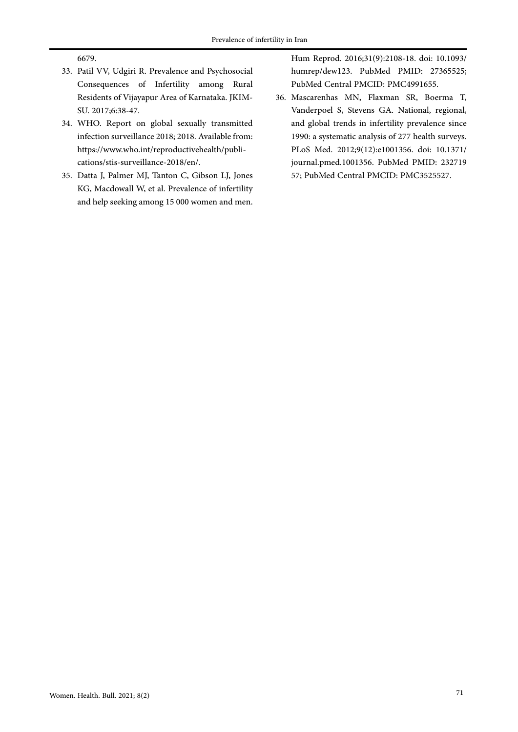6679.

33. Patil VV, Udgiri R. Prevalence and Psychosocial Consequences of Infertility among Rural Residents of Vijayapur Area of Karnataka. JKIMSU. 2017;6:38-47.
34. WHO. Report on global sexually transmitted infection surveillance 2018; 2018. Available from: https://www.who.int/reproductivehealth/publications/stis-surveillance-2018/en/.
35. Datta J, Palmer MJ, Tanton C, Gibson LJ, Jones KG, Macdowall W, et al. Prevalence of infertility and help seeking among 15 000 women and men. Hum Reprod. 2016;31(9):2108-18. doi: 10.1093/humrep/dew123. PubMed PMID: 27365525; PubMed Central PMCID: PMC4991655.
36. Mascarenhas MN, Flaxman SR, Boerma T, Vanderpoel S, Stevens GA. National, regional, and global trends in infertility prevalence since 1990: a systematic analysis of 277 health surveys. PLoS Med. 2012;9(12):e1001356. doi: 10.1371/journal.pmed.1001356. PubMed PMID: 23271957; PubMed Central PMCID: PMC3525527.